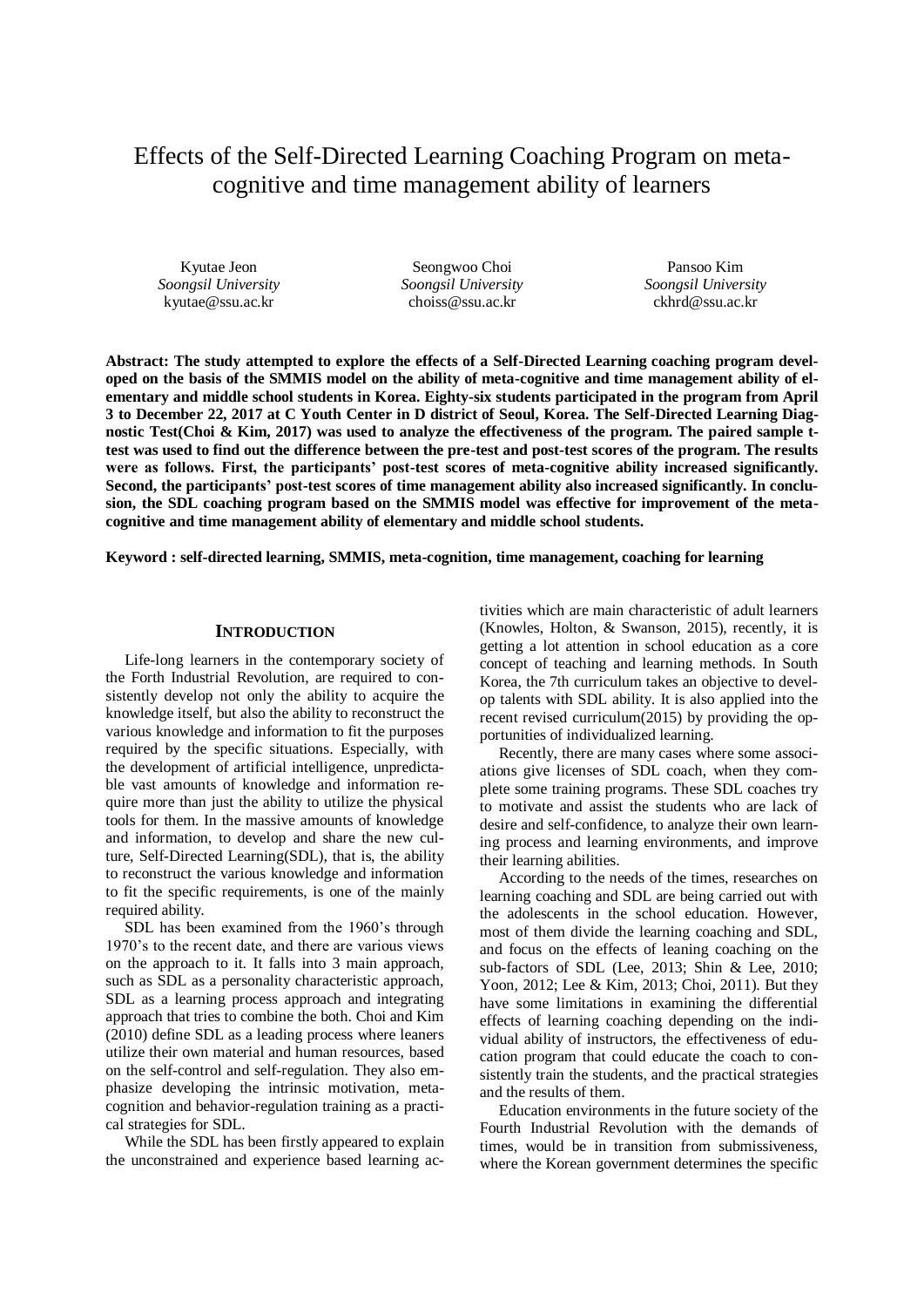# Effects of the Self-Directed Learning Coaching Program on meta-cognitive and time management ability of learners

Kyutae Jeon
*Soongsil University*
kyutae@ssu.ac.kr

Seongwoo Choi
*Soongsil University*
choiss@ssu.ac.kr

Pansoo Kim
*Soongsil University*
ckhrd@ssu.ac.kr

**Abstract: The study attempted to explore the effects of a Self-Directed Learning coaching program developed on the basis of the SMMIS model on the ability of meta-cognitive and time management ability of elementary and middle school students in Korea. Eighty-six students participated in the program from April 3 to December 22, 2017 at C Youth Center in D district of Seoul, Korea. The Self-Directed Learning Diagnostic Test(Choi & Kim, 2017) was used to analyze the effectiveness of the program. The paired sample t-test was used to find out the difference between the pre-test and post-test scores of the program. The results were as follows. First, the participants' post-test scores of meta-cognitive ability increased significantly. Second, the participants' post-test scores of time management ability also increased significantly. In conclusion, the SDL coaching program based on the SMMIS model was effective for improvement of the meta-cognitive and time management ability of elementary and middle school students.**

**Keyword : self-directed learning, SMMIS, meta-cognition, time management, coaching for learning**

## INTRODUCTION

Life-long learners in the contemporary society of the Forth Industrial Revolution, are required to consistently develop not only the ability to acquire the knowledge itself, but also the ability to reconstruct the various knowledge and information to fit the purposes required by the specific situations. Especially, with the development of artificial intelligence, unpredictable vast amounts of knowledge and information require more than just the ability to utilize the physical tools for them. In the massive amounts of knowledge and information, to develop and share the new culture, Self-Directed Learning(SDL), that is, the ability to reconstruct the various knowledge and information to fit the specific requirements, is one of the mainly required ability.

SDL has been examined from the 1960's through 1970's to the recent date, and there are various views on the approach to it. It falls into 3 main approach, such as SDL as a personality characteristic approach, SDL as a learning process approach and integrating approach that tries to combine the both. Choi and Kim (2010) define SDL as a leading process where leaners utilize their own material and human resources, based on the self-control and self-regulation. They also emphasize developing the intrinsic motivation, metacognition and behavior-regulation training as a practical strategies for SDL.

While the SDL has been firstly appeared to explain the unconstrained and experience based learning activities which are main characteristic of adult learners (Knowles, Holton, & Swanson, 2015), recently, it is getting a lot attention in school education as a core concept of teaching and learning methods. In South Korea, the 7th curriculum takes an objective to develop talents with SDL ability. It is also applied into the recent revised curriculum(2015) by providing the opportunities of individualized learning.

Recently, there are many cases where some associations give licenses of SDL coach, when they complete some training programs. These SDL coaches try to motivate and assist the students who are lack of desire and self-confidence, to analyze their own learning process and learning environments, and improve their learning abilities.

According to the needs of the times, researches on learning coaching and SDL are being carried out with the adolescents in the school education. However, most of them divide the learning coaching and SDL, and focus on the effects of leaning coaching on the sub-factors of SDL (Lee, 2013; Shin & Lee, 2010; Yoon, 2012; Lee & Kim, 2013; Choi, 2011). But they have some limitations in examining the differential effects of learning coaching depending on the individual ability of instructors, the effectiveness of education program that could educate the coach to consistently train the students, and the practical strategies and the results of them.

Education environments in the future society of the Fourth Industrial Revolution with the demands of times, would be in transition from submissiveness, where the Korean government determines the specific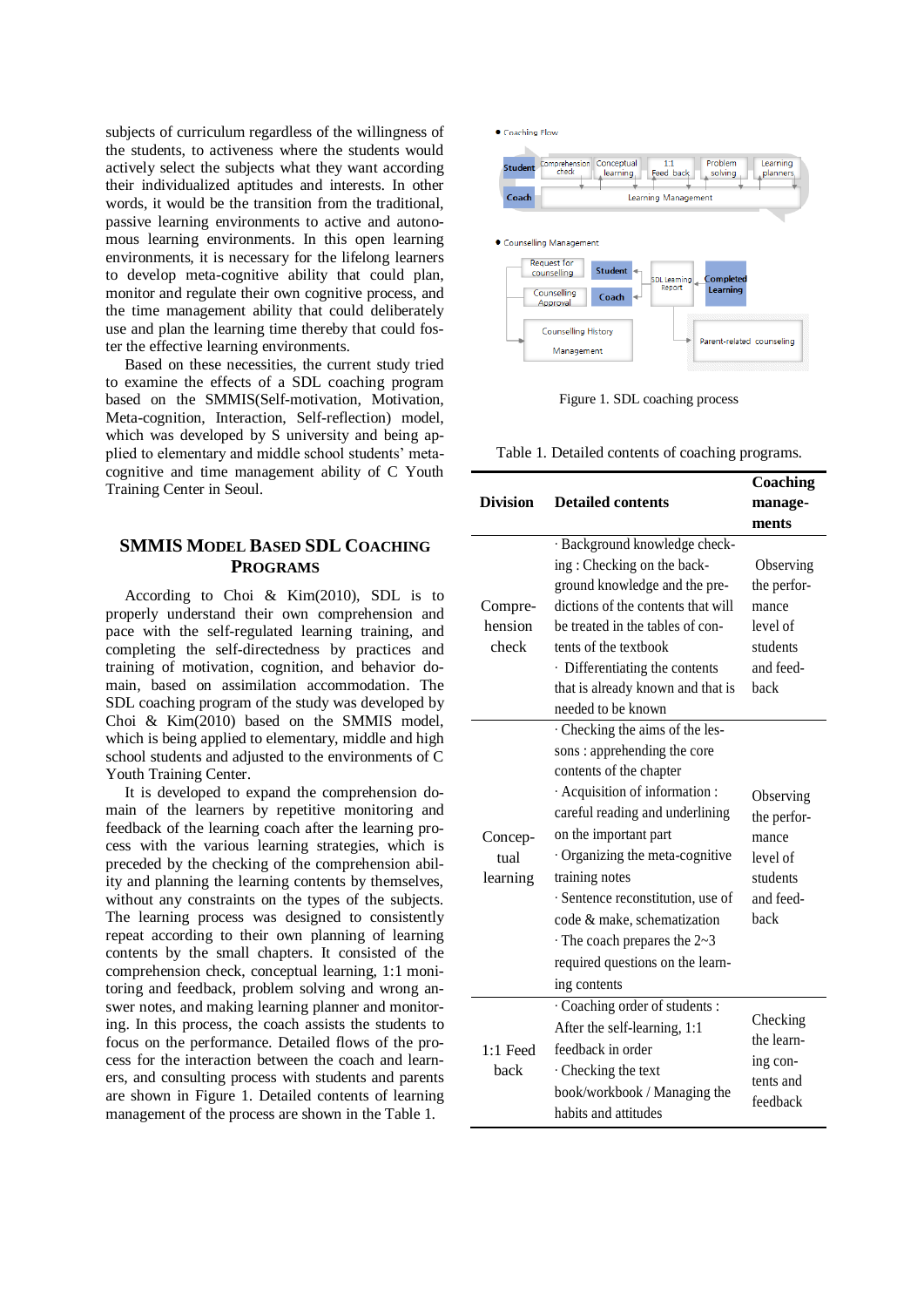subjects of curriculum regardless of the willingness of the students, to activeness where the students would actively select the subjects what they want according their individualized aptitudes and interests. In other words, it would be the transition from the traditional, passive learning environments to active and autonomous learning environments. In this open learning environments, it is necessary for the lifelong learners to develop meta-cognitive ability that could plan, monitor and regulate their own cognitive process, and the time management ability that could deliberately use and plan the learning time thereby that could foster the effective learning environments.

Based on these necessities, the current study tried to examine the effects of a SDL coaching program based on the SMMIS(Self-motivation, Motivation, Meta-cognition, Interaction, Self-reflection) model, which was developed by S university and being applied to elementary and middle school students' meta-cognitive and time management ability of C Youth Training Center in Seoul.

## SMMIS Model Based SDL Coaching Programs

According to Choi & Kim(2010), SDL is to properly understand their own comprehension and pace with the self-regulated learning training, and completing the self-directedness by practices and training of motivation, cognition, and behavior domain, based on assimilation accommodation. The SDL coaching program of the study was developed by Choi & Kim(2010) based on the SMMIS model, which is being applied to elementary, middle and high school students and adjusted to the environments of C Youth Training Center.

It is developed to expand the comprehension domain of the learners by repetitive monitoring and feedback of the learning coach after the learning process with the various learning strategies, which is preceded by the checking of the comprehension ability and planning the learning contents by themselves, without any constraints on the types of the subjects. The learning process was designed to consistently repeat according to their own planning of learning contents by the small chapters. It consisted of the comprehension check, conceptual learning, 1:1 monitoring and feedback, problem solving and wrong answer notes, and making learning planner and monitoring. In this process, the coach assists the students to focus on the performance. Detailed flows of the process for the interaction between the coach and learners, and consulting process with students and parents are shown in Figure 1. Detailed contents of learning management of the process are shown in the Table 1.

● Coaching Flow

Student: Comprehension check → Conceptual learning → 1:1 Feed back → Problem solving → Learning planners

Coach: Learning Management

● Counselling Management

Request for counselling; Counselling Approval; Student; Coach; SDL Learning Report; Completed Learning; Counselling History Management; Parent-related counseling

Figure 1. SDL coaching process

Table 1. Detailed contents of coaching programs.

| Division | Detailed contents | Coaching managements |
|---|---|---|
| Comprehension check | · Background knowledge checking : Checking on the background knowledge and the predictions of the contents that will be treated in the tables of contents of the textbook<br>· Differentiating the contents that is already known and that is needed to be known | Observing the performance level of students and feedback |
| Conceptual learning | · Checking the aims of the lessons : apprehending the core contents of the chapter<br>· Acquisition of information : careful reading and underlining on the important part<br>· Organizing the meta-cognitive training notes<br>· Sentence reconstitution, use of code & make, schematization<br>· The coach prepares the 2~3 required questions on the learning contents | Observing the performance level of students and feedback |
| 1:1 Feed back | · Coaching order of students : After the self-learning, 1:1 feedback in order<br>· Checking the text book/workbook / Managing the habits and attitudes | Checking the learning contents and feedback |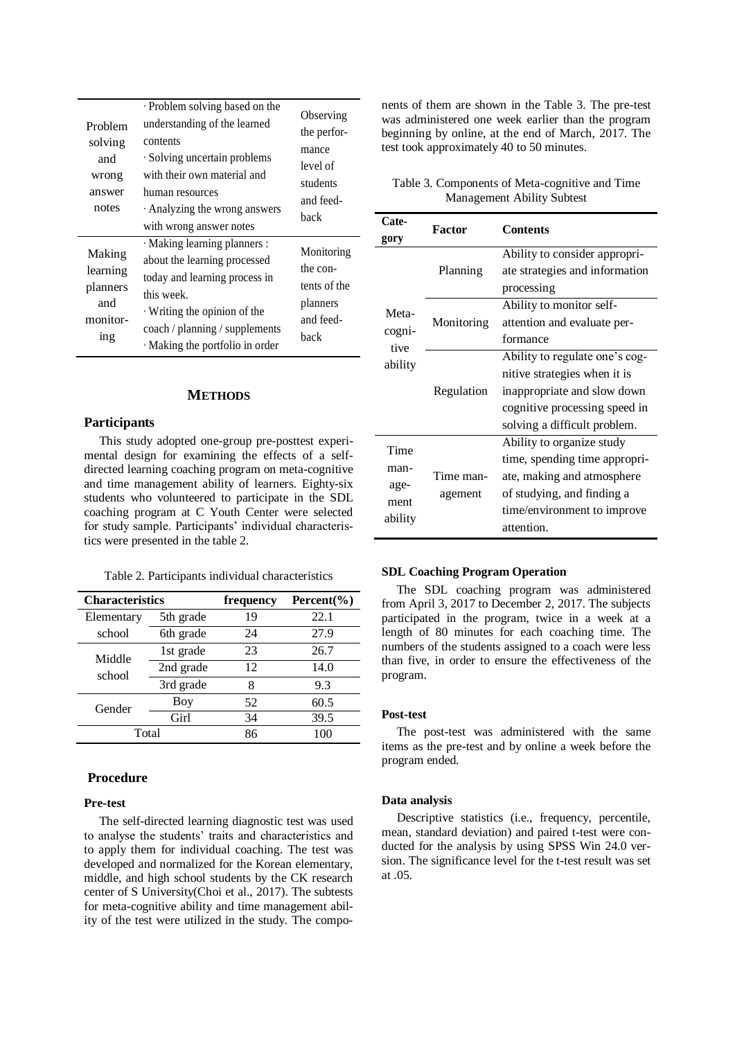| Problem solving and wrong answer notes | · Problem solving based on the understanding of the learned contents<br>· Solving uncertain problems with their own material and human resources<br>· Analyzing the wrong answers with wrong answer notes | Observing the performance level of students and feedback |
|---|---|---|
| Making learning planners and monitoring | · Making learning planners : about the learning processed today and learning process in this week.<br>· Writing the opinion of the coach / planning / supplements<br>· Making the portfolio in order | Monitoring the contents of the planners and feedback |

## METHODS

### Participants

This study adopted one-group pre-posttest experimental design for examining the effects of a self-directed learning coaching program on meta-cognitive and time management ability of learners. Eighty-six students who volunteered to participate in the SDL coaching program at C Youth Center were selected for study sample. Participants' individual characteristics were presented in the table 2.

Table 2. Participants individual characteristics

| Characteristics | | frequency | Percent(%) |
|---|---|---|---|
| Elementary school | 5th grade | 19 | 22.1 |
| | 6th grade | 24 | 27.9 |
| Middle school | 1st grade | 23 | 26.7 |
| | 2nd grade | 12 | 14.0 |
| | 3rd grade | 8 | 9.3 |
| Gender | Boy | 52 | 60.5 |
| | Girl | 34 | 39.5 |
| Total | | 86 | 100 |

### Procedure

#### Pre-test

The self-directed learning diagnostic test was used to analyse the students' traits and characteristics and to apply them for individual coaching. The test was developed and normalized for the Korean elementary, middle, and high school students by the CK research center of S University(Choi et al., 2017). The subtests for meta-cognitive ability and time management ability of the test were utilized in the study. The components of them are shown in the Table 3. The pre-test was administered one week earlier than the program beginning by online, at the end of March, 2017. The test took approximately 40 to 50 minutes.

Table 3. Components of Meta-cognitive and Time Management Ability Subtest

| Category | Factor | Contents |
|---|---|---|
| Meta-cognitive ability | Planning | Ability to consider appropriate strategies and information processing |
| | Monitoring | Ability to monitor self-attention and evaluate performance |
| | Regulation | Ability to regulate one's cognitive strategies when it is inappropriate and slow down cognitive processing speed in solving a difficult problem. |
| Time management ability | Time management | Ability to organize study time, spending time appropriate, making and atmosphere of studying, and finding a time/environment to improve attention. |

#### SDL Coaching Program Operation

The SDL coaching program was administered from April 3, 2017 to December 2, 2017. The subjects participated in the program, twice in a week at a length of 80 minutes for each coaching time. The numbers of the students assigned to a coach were less than five, in order to ensure the effectiveness of the program.

#### Post-test

The post-test was administered with the same items as the pre-test and by online a week before the program ended.

#### Data analysis

Descriptive statistics (i.e., frequency, percentile, mean, standard deviation) and paired t-test were conducted for the analysis by using SPSS Win 24.0 version. The significance level for the t-test result was set at .05.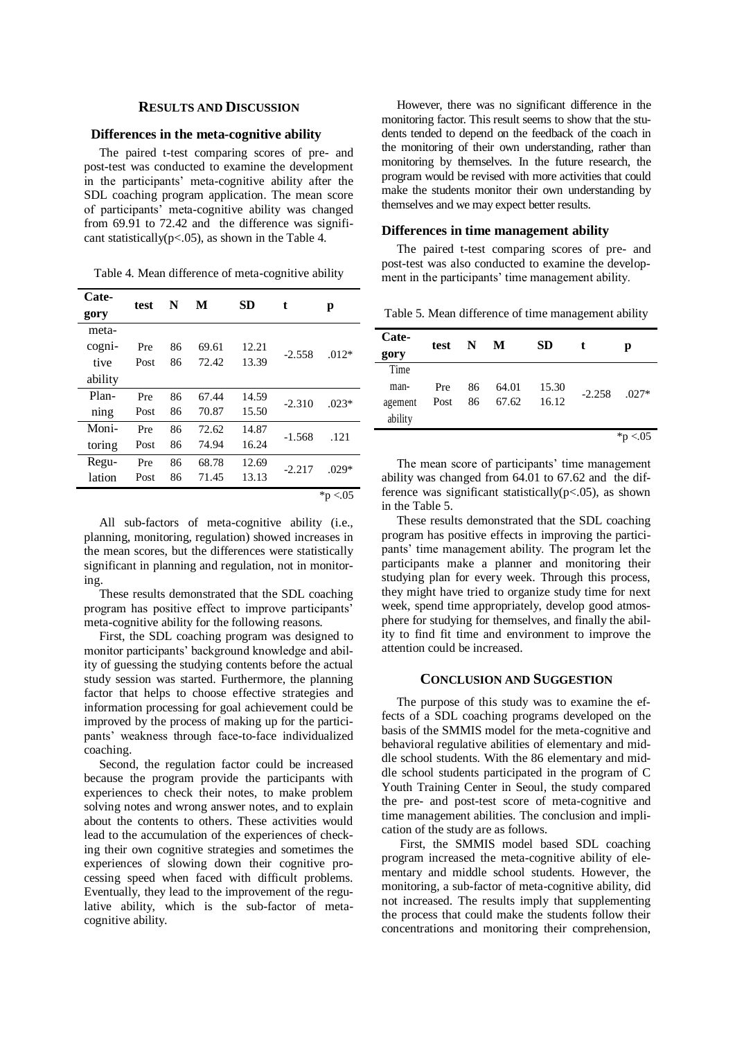## RESULTS AND DISCUSSION

### Differences in the meta-cognitive ability

The paired t-test comparing scores of pre- and post-test was conducted to examine the development in the participants' meta-cognitive ability after the SDL coaching program application. The mean score of participants' meta-cognitive ability was changed from 69.91 to 72.42 and the difference was significant statistically($p<.05$), as shown in the Table 4.

Table 4. Mean difference of meta-cognitive ability

| Category | test | N | M | SD | t | p |
|---|---|---|---|---|---|---|
| meta-cognitive ability | Pre | 86 | 69.61 | 12.21 | -2.558 | .012* |
| | Post | 86 | 72.42 | 13.39 | | |
| Planning | Pre | 86 | 67.44 | 14.59 | -2.310 | .023* |
| | Post | 86 | 70.87 | 15.50 | | |
| Monitoring | Pre | 86 | 72.62 | 14.87 | -1.568 | .121 |
| | Post | 86 | 74.94 | 16.24 | | |
| Regulation | Pre | 86 | 68.78 | 12.69 | -2.217 | .029* |
| | Post | 86 | 71.45 | 13.13 | | |

*$p<.05$

All sub-factors of meta-cognitive ability (i.e., planning, monitoring, regulation) showed increases in the mean scores, but the differences were statistically significant in planning and regulation, not in monitoring.

These results demonstrated that the SDL coaching program has positive effect to improve participants' meta-cognitive ability for the following reasons.

First, the SDL coaching program was designed to monitor participants' background knowledge and ability of guessing the studying contents before the actual study session was started. Furthermore, the planning factor that helps to choose effective strategies and information processing for goal achievement could be improved by the process of making up for the participants' weakness through face-to-face individualized coaching.

Second, the regulation factor could be increased because the program provide the participants with experiences to check their notes, to make problem solving notes and wrong answer notes, and to explain about the contents to others. These activities would lead to the accumulation of the experiences of checking their own cognitive strategies and sometimes the experiences of slowing down their cognitive processing speed when faced with difficult problems. Eventually, they lead to the improvement of the regulative ability, which is the sub-factor of meta-cognitive ability.

However, there was no significant difference in the monitoring factor. This result seems to show that the students tended to depend on the feedback of the coach in the monitoring of their own understanding, rather than monitoring by themselves. In the future research, the program would be revised with more activities that could make the students monitor their own understanding by themselves and we may expect better results.

### Differences in time management ability

The paired t-test comparing scores of pre- and post-test was also conducted to examine the development in the participants' time management ability.

Table 5. Mean difference of time management ability

| Category | test | N | M | SD | t | p |
|---|---|---|---|---|---|---|
| Time management ability | Pre | 86 | 64.01 | 15.30 | -2.258 | .027* |
| | Post | 86 | 67.62 | 16.12 | | |

*$p<.05$

The mean score of participants' time management ability was changed from 64.01 to 67.62 and the difference was significant statistically($p<.05$), as shown in the Table 5.

These results demonstrated that the SDL coaching program has positive effects in improving the participants' time management ability. The program let the participants make a planner and monitoring their studying plan for every week. Through this process, they might have tried to organize study time for next week, spend time appropriately, develop good atmosphere for studying for themselves, and finally the ability to find fit time and environment to improve the attention could be increased.

## CONCLUSION AND SUGGESTION

The purpose of this study was to examine the effects of a SDL coaching programs developed on the basis of the SMMIS model for the meta-cognitive and behavioral regulative abilities of elementary and middle school students. With the 86 elementary and middle school students participated in the program of C Youth Training Center in Seoul, the study compared the pre- and post-test score of meta-cognitive and time management abilities. The conclusion and implication of the study are as follows.

First, the SMMIS model based SDL coaching program increased the meta-cognitive ability of elementary and middle school students. However, the monitoring, a sub-factor of meta-cognitive ability, did not increased. The results imply that supplementing the process that could make the students follow their concentrations and monitoring their comprehension,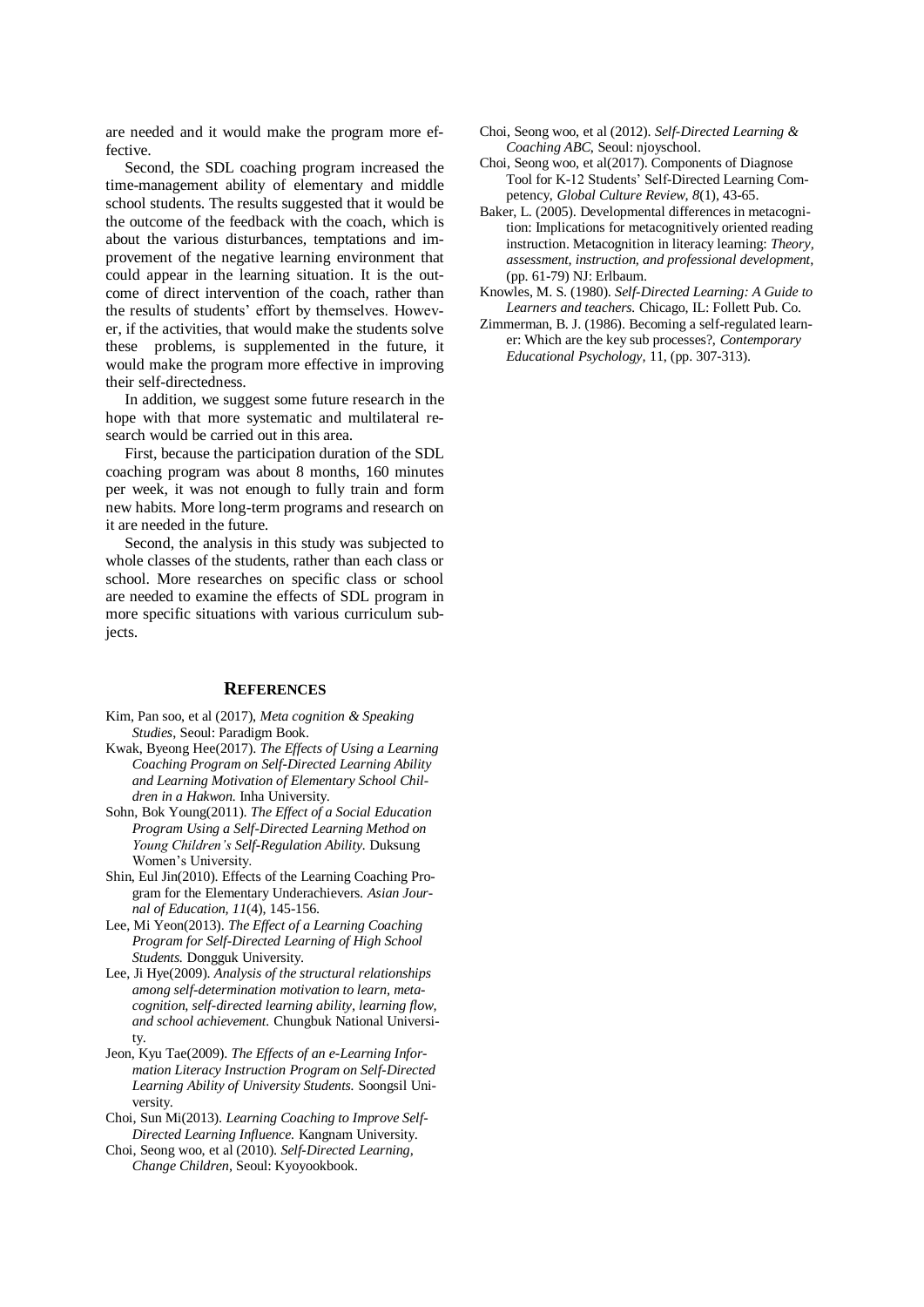are needed and it would make the program more effective.

Second, the SDL coaching program increased the time-management ability of elementary and middle school students. The results suggested that it would be the outcome of the feedback with the coach, which is about the various disturbances, temptations and improvement of the negative learning environment that could appear in the learning situation. It is the outcome of direct intervention of the coach, rather than the results of students' effort by themselves. However, if the activities, that would make the students solve these problems, is supplemented in the future, it would make the program more effective in improving their self-directedness.

In addition, we suggest some future research in the hope with that more systematic and multilateral research would be carried out in this area.

First, because the participation duration of the SDL coaching program was about 8 months, 160 minutes per week, it was not enough to fully train and form new habits. More long-term programs and research on it are needed in the future.

Second, the analysis in this study was subjected to whole classes of the students, rather than each class or school. More researches on specific class or school are needed to examine the effects of SDL program in more specific situations with various curriculum subjects.

## References

Kim, Pan soo, et al (2017), *Meta cognition & Speaking Studies*, Seoul: Paradigm Book.

Kwak, Byeong Hee(2017). *The Effects of Using a Learning Coaching Program on Self-Directed Learning Ability and Learning Motivation of Elementary School Children in a Hakwon.* Inha University.

Sohn, Bok Young(2011). *The Effect of a Social Education Program Using a Self-Directed Learning Method on Young Children's Self-Regulation Ability.* Duksung Women's University.

Shin, Eul Jin(2010). Effects of the Learning Coaching Program for the Elementary Underachievers. *Asian Journal of Education, 11*(4), 145-156.

Lee, Mi Yeon(2013). *The Effect of a Learning Coaching Program for Self-Directed Learning of High School Students.* Dongguk University.

Lee, Ji Hye(2009). *Analysis of the structural relationships among self-determination motivation to learn, metacognition, self-directed learning ability, learning flow, and school achievement.* Chungbuk National University.

Jeon, Kyu Tae(2009). *The Effects of an e-Learning Information Literacy Instruction Program on Self-Directed Learning Ability of University Students.* Soongsil University.

Choi, Sun Mi(2013). *Learning Coaching to Improve Self-Directed Learning Influence.* Kangnam University.

Choi, Seong woo, et al (2010). *Self-Directed Learning, Change Children*, Seoul: Kyoyookbook.

Choi, Seong woo, et al (2012). *Self-Directed Learning & Coaching ABC*, Seoul: njoyschool.

Choi, Seong woo, et al(2017). Components of Diagnose Tool for K-12 Students' Self-Directed Learning Competency, *Global Culture Review, 8*(1), 43-65.

Baker, L. (2005). Developmental differences in metacognition: Implications for metacognitively oriented reading instruction. Metacognition in literacy learning: *Theory, assessment, instruction, and professional development*, (pp. 61-79) NJ: Erlbaum.

Knowles, M. S. (1980). *Self-Directed Learning: A Guide to Learners and teachers.* Chicago, IL: Follett Pub. Co.

Zimmerman, B. J. (1986). Becoming a self-regulated learner: Which are the key sub processes?, *Contemporary Educational Psychology*, 11, (pp. 307-313).